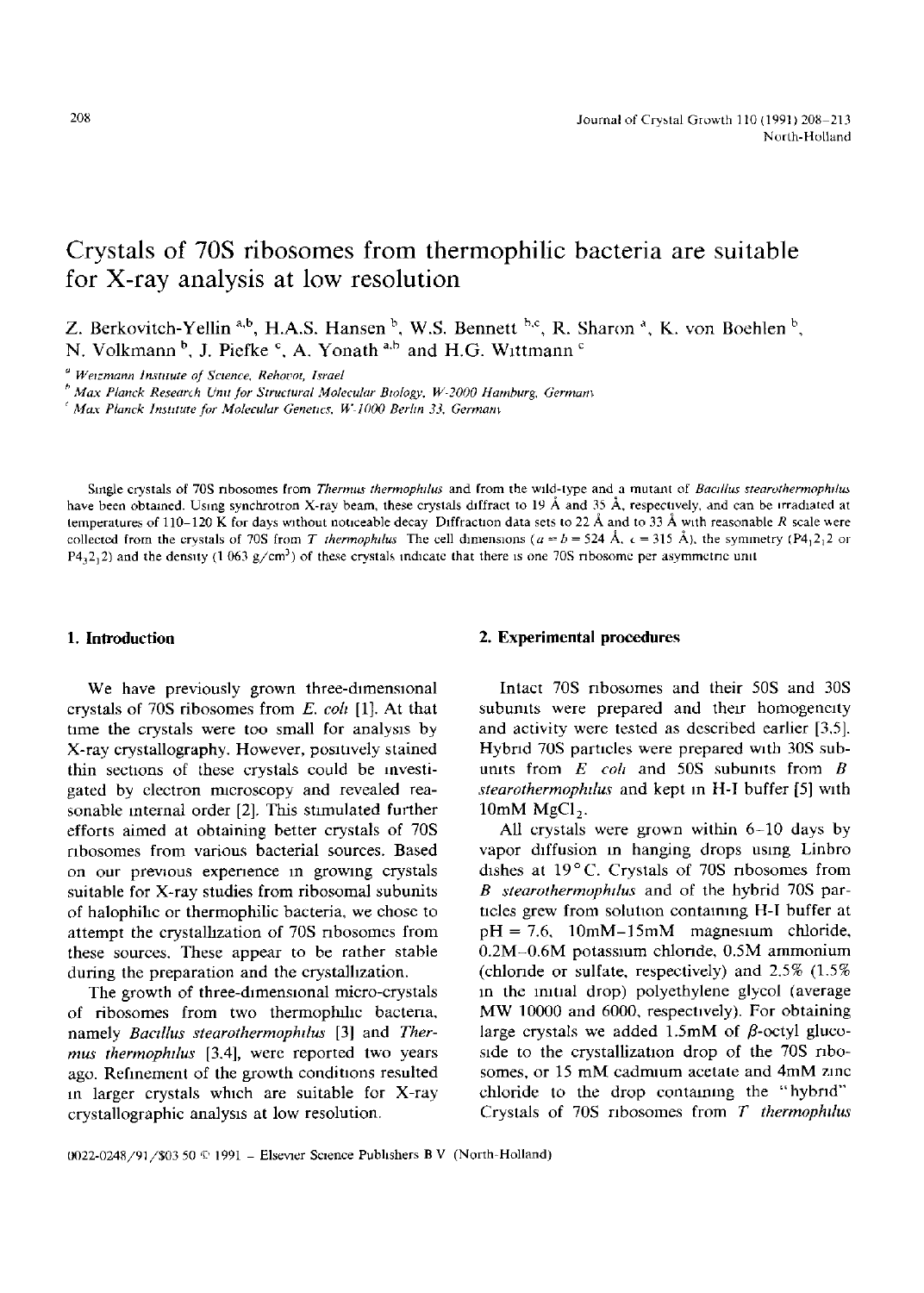# Crystals of 70S ribosomes from thermophilic bacteria are suitable for X-ray analysis at low resolution

Z. Berkovitch-Yellin [a,b], H.A.S. Hansen [b], W.S. Bennett [b,c], R. Sharon [a], K. von Boehlen [b], N. Volkmann [b], J. Piefke [c], A. Yonath [a,b] and H.G. Wittmann [c]

[a] *Weizmann Institute of Science, Rehovot, Israel*
[b] *Max Planck Research Unit for Structural Molecular Biology, W-2000 Hamburg, Germany*
[c] *Max Planck Institute for Molecular Genetics, W-1000 Berlin 33, Germany*

Single crystals of 70S ribosomes from *Thermus thermophilus* and from the wild-type and a mutant of *Bacillus stearothermophilus* have been obtained. Using synchrotron X-ray beam, these crystals diffract to 19 Å and 35 Å, respectively, and can be irradiated at temperatures of 110–120 K for days without noticeable decay. Diffraction data sets to 22 Å and to 33 Å with reasonable *R* scale were collected from the crystals of 70S from *T. thermophilus*. The cell dimensions ($a = b = 524$ Å, $c = 315$ Å), the symmetry ($P4_12_12$ or $P4_32_12$) and the density (1.063 g/cm$^3$) of these crystals indicate that there is one 70S ribosome per asymmetric unit.

## 1. Introduction

We have previously grown three-dimensional crystals of 70S ribosomes from *E. coli* [1]. At that time the crystals were too small for analysis by X-ray crystallography. However, positively stained thin sections of these crystals could be investigated by electron microscopy and revealed reasonable internal order [2]. This stimulated further efforts aimed at obtaining better crystals of 70S ribosomes from various bacterial sources. Based on our previous experience in growing crystals suitable for X-ray studies from ribosomal subunits of halophilic or thermophilic bacteria, we chose to attempt the crystallization of 70S ribosomes from these sources. These appear to be rather stable during the preparation and the crystallization.

The growth of three-dimensional micro-crystals of ribosomes from two thermophilic bacteria, namely *Bacillus stearothermophilus* [3] and *Thermus thermophilus* [3,4], were reported two years ago. Refinement of the growth conditions resulted in larger crystals which are suitable for X-ray crystallographic analysis at low resolution.

## 2. Experimental procedures

Intact 70S ribosomes and their 50S and 30S subunits were prepared and their homogeneity and activity were tested as described earlier [3,5]. Hybrid 70S particles were prepared with 30S subunits from *E. coli* and 50S subunits from *B. stearothermophilus* and kept in H-I buffer [5] with 10mM $MgCl_2$.

All crystals were grown within 6–10 days by vapor diffusion in hanging drops using Linbro dishes at 19 °C. Crystals of 70S ribosomes from *B. stearothermophilus* and of the hybrid 70S particles grew from solution containing H-I buffer at pH = 7.6, 10mM–15mM magnesium chloride, 0.2M–0.6M potassium chloride, 0.5M ammonium (chloride or sulfate, respectively) and 2.5% (1.5% in the initial drop) polyethylene glycol (average MW 10000 and 6000, respectively). For obtaining large crystals we added 1.5mM of $\beta$-octyl glucoside to the crystallization drop of the 70S ribosomes, or 15 mM cadmium acetate and 4mM zinc chloride to the drop containing the "hybrid". Crystals of 70S ribosomes from *T. thermophilus*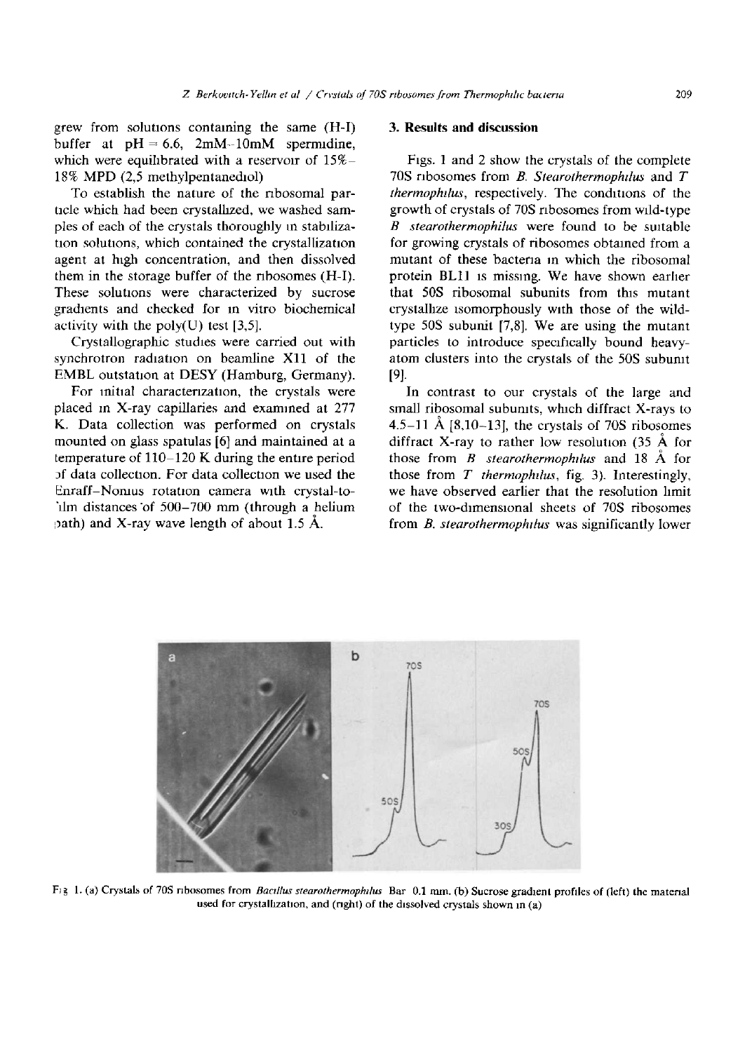grew from solutions containing the same (H-I) buffer at pH = 6.6, 2mM–10mM spermidine, which were equilibrated with a reservoir of 15%–18% MPD (2,5 methylpentanediol)

To establish the nature of the ribosomal particle which had been crystallized, we washed samples of each of the crystals thoroughly in stabilization solutions, which contained the crystallization agent at high concentration, and then dissolved them in the storage buffer of the ribosomes (H-I). These solutions were characterized by sucrose gradients and checked for in vitro biochemical activity with the poly(U) test [3,5].

Crystallographic studies were carried out with synchrotron radiation on beamline X11 of the EMBL outstation at DESY (Hamburg, Germany).

For initial characterization, the crystals were placed in X-ray capillaries and examined at 277 K. Data collection was performed on crystals mounted on glass spatulas [6] and maintained at a temperature of 110–120 K during the entire period of data collection. For data collection we used the Enraff–Nonius rotation camera with crystal-to-film distances of 500–700 mm (through a helium path) and X-ray wave length of about 1.5 Å.

## 3. Results and discussion

Figs. 1 and 2 show the crystals of the complete 70S ribosomes from *B. Stearothermophilus* and *T thermophilus*, respectively. The conditions of the growth of crystals of 70S ribosomes from wild-type *B stearothermophilus* were found to be suitable for growing crystals of ribosomes obtained from a mutant of these bacteria in which the ribosomal protein BL11 is missing. We have shown earlier that 50S ribosomal subunits from this mutant crystallize isomorphously with those of the wild-type 50S subunit [7,8]. We are using the mutant particles to introduce specifically bound heavy-atom clusters into the crystals of the 50S subunit [9].

In contrast to our crystals of the large and small ribosomal subunits, which diffract X-rays to 4.5–11 Å [8,10–13], the crystals of 70S ribosomes diffract X-ray to rather low resolution (35 Å for those from *B stearothermophilus* and 18 Å for those from *T thermophilus*, fig. 3). Interestingly, we have observed earlier that the resolution limit of the two-dimensional sheets of 70S ribosomes from *B. stearothermophilus* was significantly lower

Fig 1. (a) Crystals of 70S ribosomes from *Bacillus stearothermophilus* Bar 0.1 mm. (b) Sucrose gradient profiles of (left) the material used for crystallization, and (right) of the dissolved crystals shown in (a)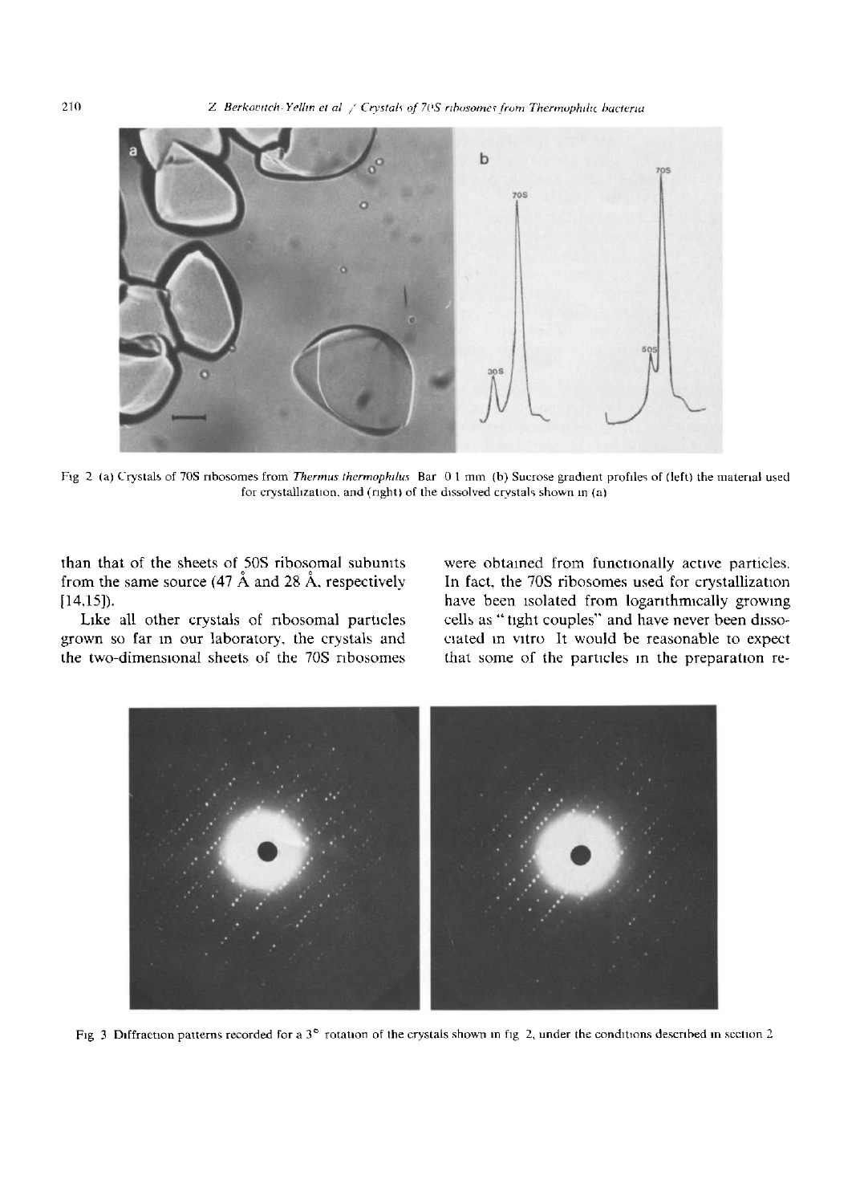Fig 2 (a) Crystals of 70S ribosomes from *Thermus thermophilus* Bar 0 1 mm (b) Sucrose gradient profiles of (left) the material used for crystallization, and (right) of the dissolved crystals shown in (a)

than that of the sheets of 50S ribosomal subunits from the same source (47 Å and 28 Å, respectively [14,15]).

Like all other crystals of ribosomal particles grown so far in our laboratory, the crystals and the two-dimensional sheets of the 70S ribosomes were obtained from functionally active particles. In fact, the 70S ribosomes used for crystallization have been isolated from logarithmically growing cells as "tight couples" and have never been dissociated in vitro It would be reasonable to expect that some of the particles in the preparation re-

Fig 3 Diffraction patterns recorded for a 3° rotation of the crystals shown in fig 2, under the conditions described in section 2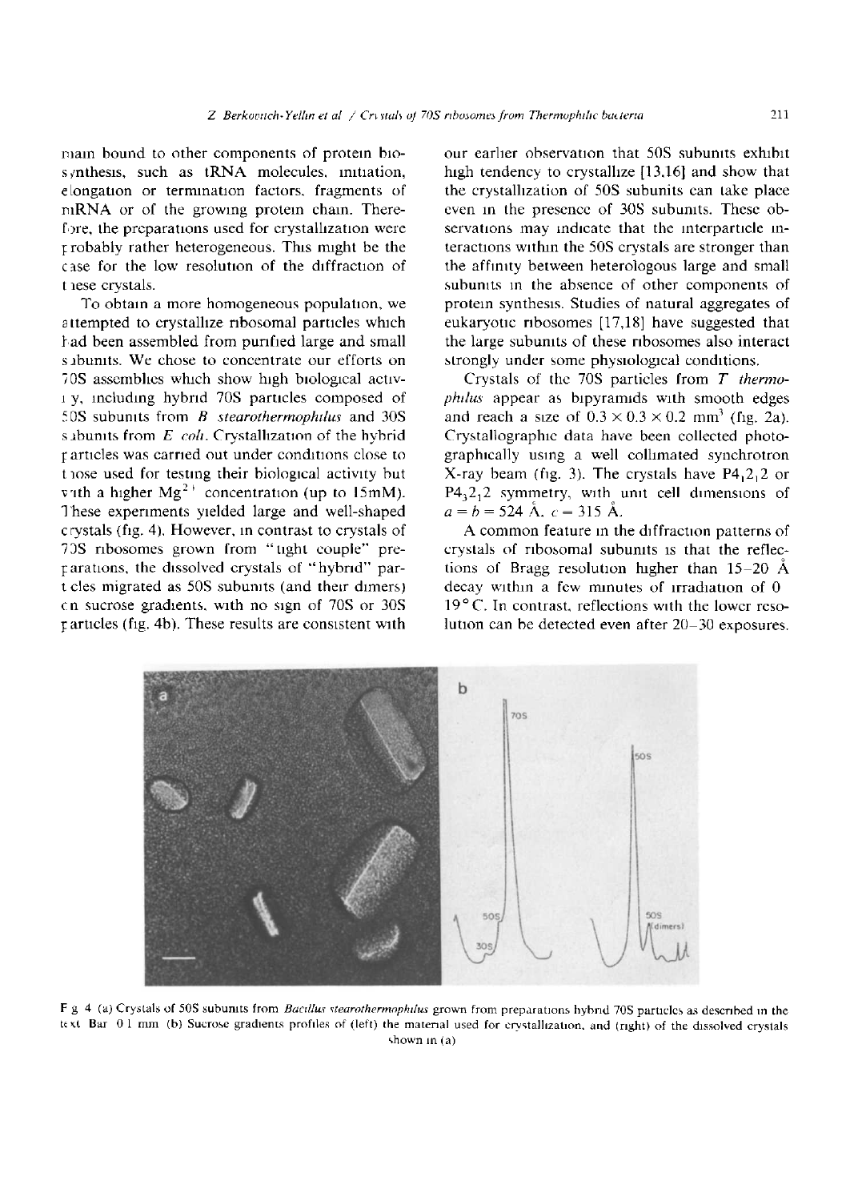main bound to other components of protein biosynthesis, such as tRNA molecules, initiation, elongation or termination factors, fragments of mRNA or of the growing protein chain. Therefore, the preparations used for crystallization were probably rather heterogeneous. This might be the case for the low resolution of the diffraction of these crystals.

To obtain a more homogeneous population, we attempted to crystallize ribosomal particles which had been assembled from purified large and small subunits. We chose to concentrate our efforts on 70S assemblies which show high biological activity, including hybrid 70S particles composed of 50S subunits from *B. stearothermophilus* and 30S subunits from *E. coli*. Crystallization of the hybrid particles was carried out under conditions close to those used for testing their biological activity but with a higher $Mg^{2+}$ concentration (up to 15mM). These experiments yielded large and well-shaped crystals (fig. 4). However, in contrast to crystals of 70S ribosomes grown from "tight couple" preparations, the dissolved crystals of "hybrid" particles migrated as 50S subunits (and their dimers) on sucrose gradients, with no sign of 70S or 30S particles (fig. 4b). These results are consistent with our earlier observation that 50S subunits exhibit high tendency to crystallize [13,16] and show that the crystallization of 50S subunits can take place even in the presence of 30S subunits. These observations may indicate that the interparticle interactions within the 50S crystals are stronger than the affinity between heterologous large and small subunits in the absence of other components of protein synthesis. Studies of natural aggregates of eukaryotic ribosomes [17,18] have suggested that the large subunits of these ribosomes also interact strongly under some physiological conditions.

Crystals of the 70S particles from *T. thermophilus* appear as bipyramids with smooth edges and reach a size of $0.3 \times 0.3 \times 0.2$ mm$^3$ (fig. 2a). Crystallographic data have been collected photographically using a well collimated synchrotron X-ray beam (fig. 3). The crystals have $P4_12_12$ or $P4_32_12$ symmetry, with unit cell dimensions of $a = b = 524$ Å, $c = 315$ Å.

A common feature in the diffraction patterns of crystals of ribosomal subunits is that the reflections of Bragg resolution higher than 15–20 Å decay within a few minutes of irradiation of 0–19°C. In contrast, reflections with the lower resolution can be detected even after 20–30 exposures.

Fig. 4. (a) Crystals of 50S subunits from *Bacillus stearothermophilus* grown from preparations hybrid 70S particles as described in the text. Bar 0.1 mm. (b) Sucrose gradients profiles of (left) the material used for crystallization, and (right) of the dissolved crystals shown in (a).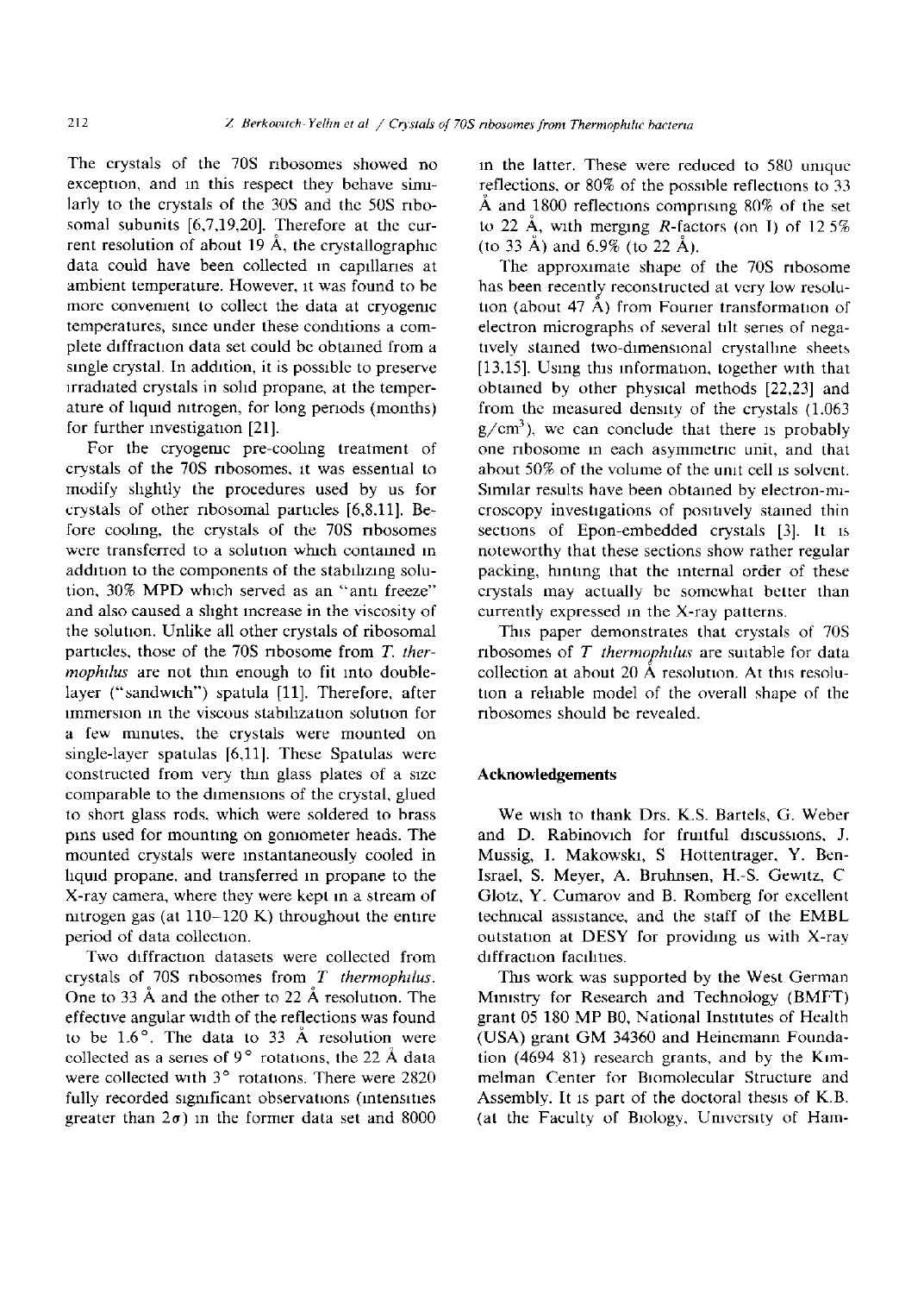The crystals of the 70S ribosomes showed no exception, and in this respect they behave similarly to the crystals of the 30S and the 50S ribosomal subunits [6,7,19,20]. Therefore at the current resolution of about 19 Å, the crystallographic data could have been collected in capillaries at ambient temperature. However, it was found to be more convenient to collect the data at cryogenic temperatures, since under these conditions a complete diffraction data set could be obtained from a single crystal. In addition, it is possible to preserve irradiated crystals in solid propane, at the temperature of liquid nitrogen, for long periods (months) for further investigation [21].

For the cryogenic pre-cooling treatment of crystals of the 70S ribosomes, it was essential to modify slightly the procedures used by us for crystals of other ribosomal particles [6,8,11]. Before cooling, the crystals of the 70S ribosomes were transferred to a solution which contained in addition to the components of the stabilizing solution, 30% MPD which served as an "anti freeze" and also caused a slight increase in the viscosity of the solution. Unlike all other crystals of ribosomal particles, those of the 70S ribosome from *T. thermophilus* are not thin enough to fit into double-layer ("sandwich") spatula [11]. Therefore, after immersion in the viscous stabilization solution for a few minutes, the crystals were mounted on single-layer spatulas [6,11]. These Spatulas were constructed from very thin glass plates of a size comparable to the dimensions of the crystal, glued to short glass rods, which were soldered to brass pins used for mounting on goniometer heads. The mounted crystals were instantaneously cooled in liquid propane, and transferred in propane to the X-ray camera, where they were kept in a stream of nitrogen gas (at 110–120 K) throughout the entire period of data collection.

Two diffraction datasets were collected from crystals of 70S ribosomes from *T. thermophilus*. One to 33 Å and the other to 22 Å resolution. The effective angular width of the reflections was found to be 1.6°. The data to 33 Å resolution were collected as a series of 9° rotations, the 22 Å data were collected with 3° rotations. There were 2820 fully recorded significant observations (intensities greater than $2\sigma$) in the former data set and 8000 in the latter. These were reduced to 580 unique reflections, or 80% of the possible reflections to 33 Å and 1800 reflections comprising 80% of the set to 22 Å, with merging $R$-factors (on $I$) of 12.5% (to 33 Å) and 6.9% (to 22 Å).

The approximate shape of the 70S ribosome has been recently reconstructed at very low resolution (about 47 Å) from Fourier transformation of electron micrographs of several tilt series of negatively stained two-dimensional crystalline sheets [13,15]. Using this information, together with that obtained by other physical methods [22,23] and from the measured density of the crystals (1.063 g/cm$^3$), we can conclude that there is probably one ribosome in each asymmetric unit, and that about 50% of the volume of the unit cell is solvent. Similar results have been obtained by electron-microscopy investigations of positively stained thin sections of Epon-embedded crystals [3]. It is noteworthy that these sections show rather regular packing, hinting that the internal order of these crystals may actually be somewhat better than currently expressed in the X-ray patterns.

This paper demonstrates that crystals of 70S ribosomes of *T. thermophilus* are suitable for data collection at about 20 Å resolution. At this resolution a reliable model of the overall shape of the ribosomes should be revealed.

## Acknowledgements

We wish to thank Drs. K.S. Bartels, G. Weber and D. Rabinovich for fruitful discussions, J. Mussig, I. Makowski, S. Hottentrager, Y. Ben-Israel, S. Meyer, A. Bruhnsen, H.-S. Gewitz, C. Glotz, Y. Cumarov and B. Romberg for excellent technical assistance, and the staff of the EMBL outstation at DESY for providing us with X-ray diffraction facilities.

This work was supported by the West German Ministry for Research and Technology (BMFT) grant 05 180 MP B0, National Institutes of Health (USA) grant GM 34360 and Heinemann Foundation (4694 81) research grants, and by the Kimmelman Center for Biomolecular Structure and Assembly. It is part of the doctoral thesis of K.B. (at the Faculty of Biology, University of Ham-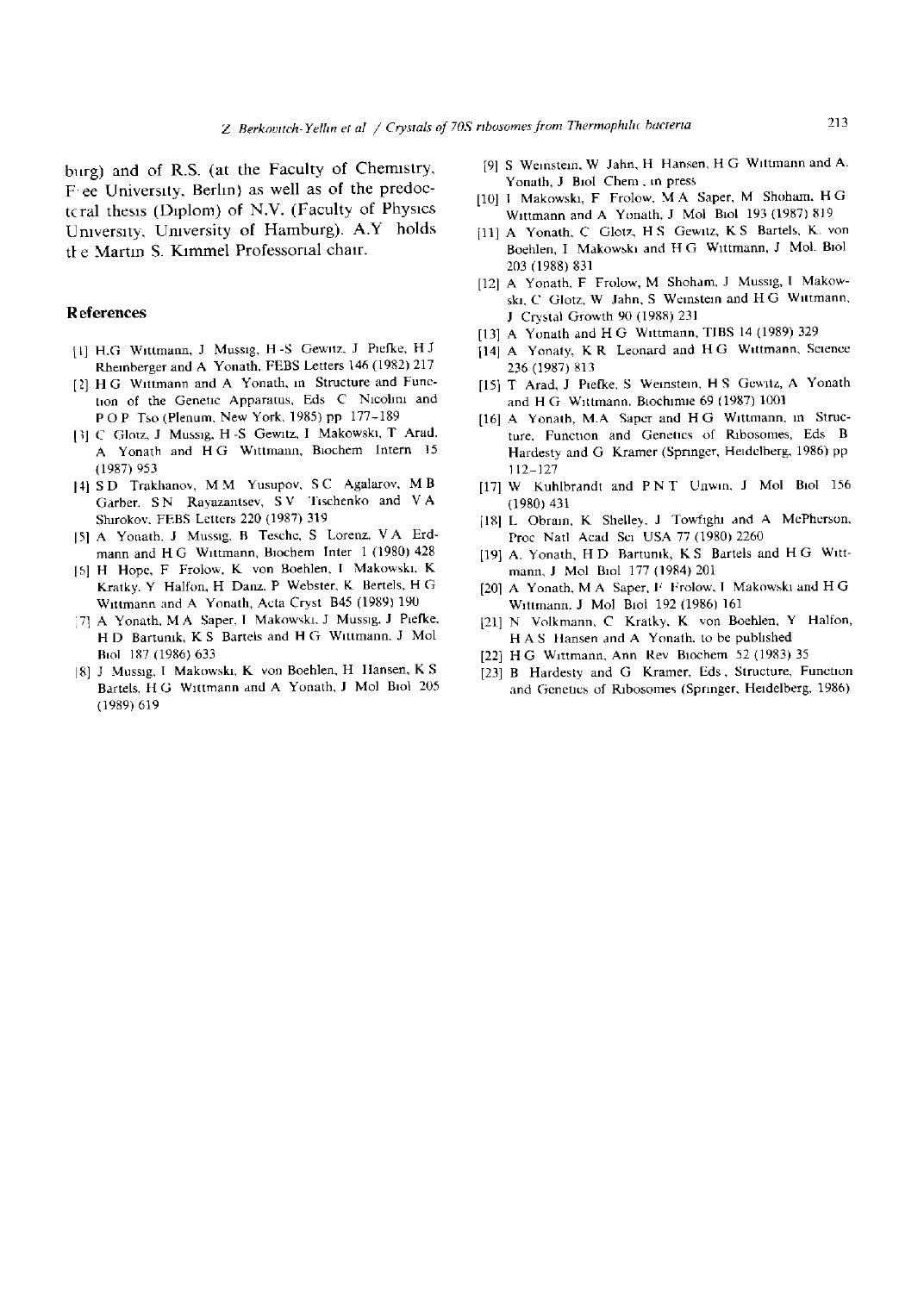burg) and of R.S. (at the Faculty of Chemistry, Free University, Berlin) as well as of the predoctoral thesis (Diplom) of N.V. (Faculty of Physics University, University of Hamburg). A.Y holds the Martin S. Kimmel Professorial chair.

## References

[1] H.G Wittmann, J Mussig, H-S Gewitz, J Piefke, H J Rheinberger and A Yonath, FEBS Letters 146 (1982) 217

[2] H G Wittmann and A Yonath, in Structure and Function of the Genetic Apparatus, Eds C Nicolini and P O P Tso (Plenum, New York, 1985) pp 177–189

[3] C Glotz, J Mussig, H-S Gewitz, I Makowski, T Arad, A Yonath and H G Wittmann, Biochem Intern 15 (1987) 953

[4] S D Trakhanov, M M Yusupov, S C Agalarov, M B Garber, S N Rayazantsev, S V Tischenko and V A Shirokov, FEBS Letters 220 (1987) 319

[5] A Yonath, J Mussig, B Tesche, S Lorenz, V A Erdmann and H G Wittmann, Biochem Inter 1 (1980) 428

[6] H Hope, F Frolow, K von Boehlen, I Makowski, K Kratky, Y Halfon, H Danz, P Webster, K Bartels, H G Wittmann and A Yonath, Acta Cryst B45 (1989) 190

[7] A Yonath, M A Saper, I Makowski, J Mussig, J Piefke, H D Bartunik, K S Bartels and H G Wittmann, J Mol Biol 187 (1986) 633

[8] J Mussig, I Makowski, K von Boehlen, H Hansen, K S Bartels, H G Wittmann and A Yonath, J Mol Biol 205 (1989) 619

[9] S Weinstein, W Jahn, H Hansen, H G Wittmann and A. Yonath, J Biol Chem, in press

[10] I Makowski, F Frolow, M A Saper, M Shoham, H G Wittmann and A Yonath, J Mol Biol 193 (1987) 819

[11] A Yonath, C Glotz, H S Gewitz, K S Bartels, K. von Boehlen, I Makowski and H G Wittmann, J Mol. Biol 203 (1988) 831

[12] A Yonath, F Frolow, M Shoham, J Mussig, I Makowski, C Glotz, W Jahn, S Weinstein and H G Wittmann, J Crystal Growth 90 (1988) 231

[13] A Yonath and H G Wittmann, TIBS 14 (1989) 329

[14] A Yonath, K R Leonard and H G Wittmann, Science 236 (1987) 813

[15] T Arad, J Piefke, S Weinstein, H S Gewitz, A Yonath and H G Wittmann, Biochimie 69 (1987) 1001

[16] A Yonath, M.A Saper and H G Wittmann, in Structure, Function and Genetics of Ribosomes, Eds B Hardesty and G Kramer (Springer, Heidelberg, 1986) pp 112–127

[17] W Kuhlbrandt and P N T Unwin, J Mol Biol 156 (1980) 431

[18] L Obrain, K Shelley, J Towfighi and A McPherson, Proc Natl Acad Sci USA 77 (1980) 2260

[19] A. Yonath, H D Bartunik, K S Bartels and H G Wittmann, J Mol Biol 177 (1984) 201

[20] A Yonath, M A Saper, F Frolow, I Makowski and H G Wittmann, J Mol Biol 192 (1986) 161

[21] N Volkmann, C Kratky, K von Boehlen, Y Halfon, H A S Hansen and A Yonath, to be published

[22] H G Wittmann, Ann Rev Biochem 52 (1983) 35

[23] B Hardesty and G Kramer, Eds, Structure, Function and Genetics of Ribosomes (Springer, Heidelberg, 1986)